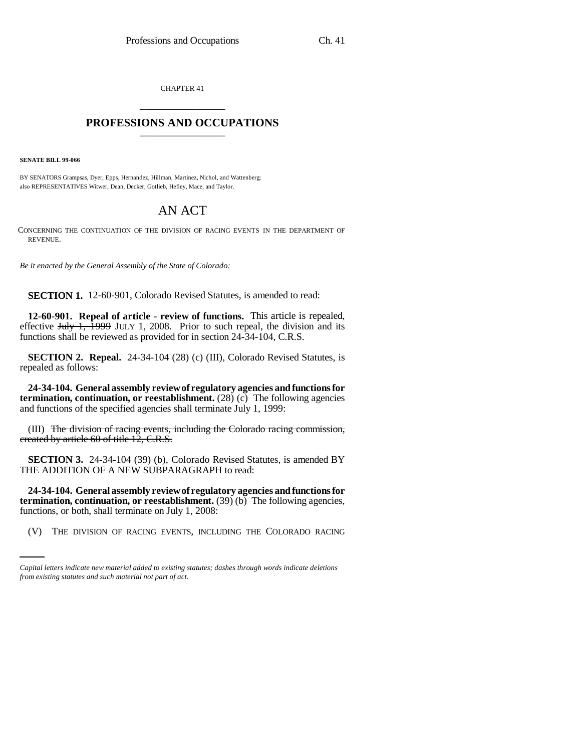CHAPTER 41

# PROFESSIONS AND OCCUPATIONS

**SENATE BILL 99-066**

BY SENATORS Grampsas, Dyer, Epps, Hernandez, Hillman, Martinez, Nichol, and Wattenberg; also REPRESENTATIVES Witwer, Dean, Decker, Gotlieb, Hefley, Mace, and Taylor.

# AN ACT

CONCERNING THE CONTINUATION OF THE DIVISION OF RACING EVENTS IN THE DEPARTMENT OF REVENUE.

*Be it enacted by the General Assembly of the State of Colorado:*

**SECTION 1.** 12-60-901, Colorado Revised Statutes, is amended to read:

**12-60-901. Repeal of article - review of functions.** This article is repealed, effective ~~July 1, 1999~~ JULY 1, 2008. Prior to such repeal, the division and its functions shall be reviewed as provided for in section 24-34-104, C.R.S.

**SECTION 2. Repeal.** 24-34-104 (28) (c) (III), Colorado Revised Statutes, is repealed as follows:

**24-34-104. General assembly review of regulatory agencies and functions for termination, continuation, or reestablishment.** (28) (c) The following agencies and functions of the specified agencies shall terminate July 1, 1999:

(III) ~~The division of racing events, including the Colorado racing commission, created by article 60 of title 12, C.R.S.~~

**SECTION 3.** 24-34-104 (39) (b), Colorado Revised Statutes, is amended BY THE ADDITION OF A NEW SUBPARAGRAPH to read:

**24-34-104. General assembly review of regulatory agencies and functions for termination, continuation, or reestablishment.** (39) (b) The following agencies, functions, or both, shall terminate on July 1, 2008:

(V) THE DIVISION OF RACING EVENTS, INCLUDING THE COLORADO RACING

*Capital letters indicate new material added to existing statutes; dashes through words indicate deletions from existing statutes and such material not part of act.*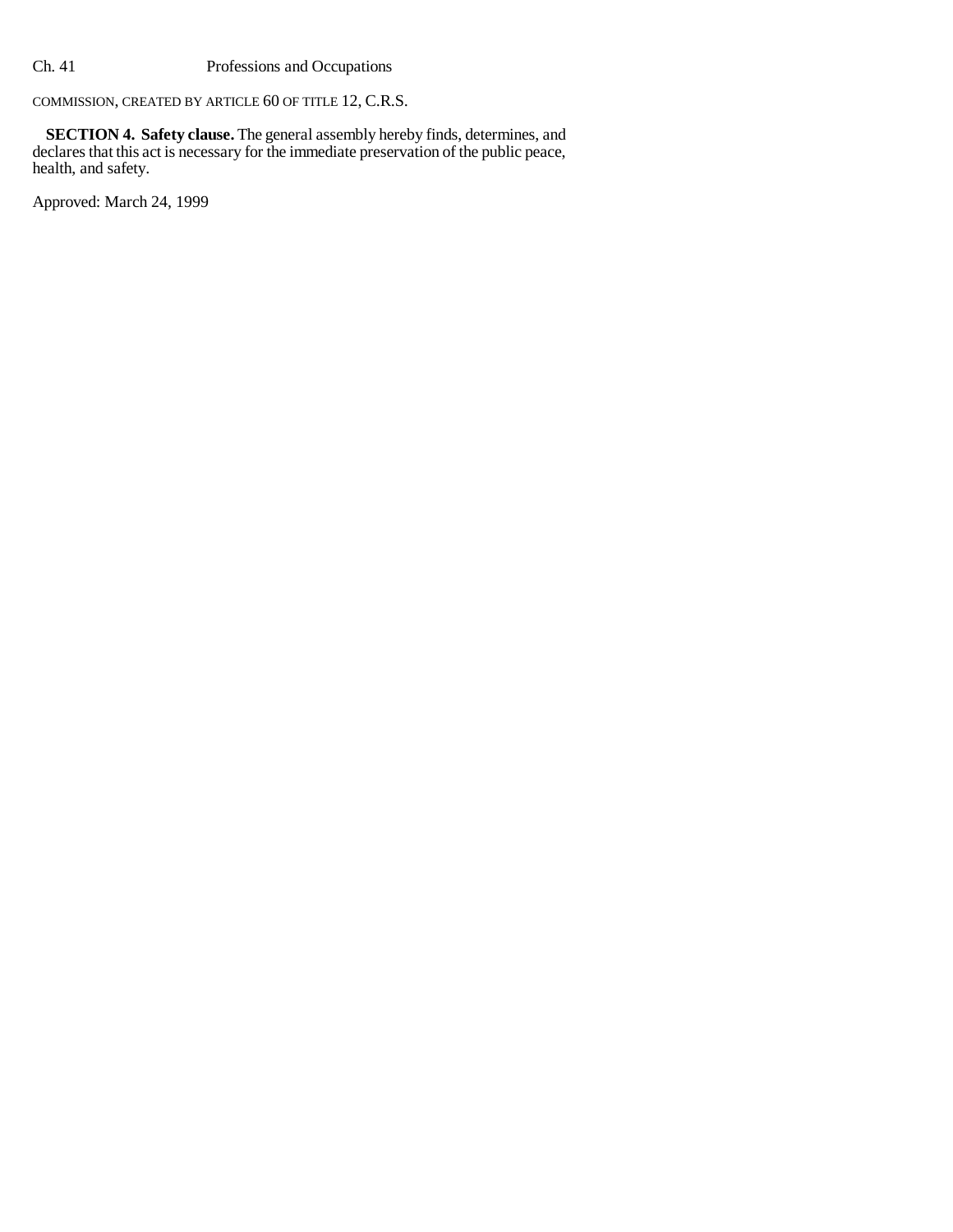COMMISSION, CREATED BY ARTICLE 60 OF TITLE 12, C.R.S.

**SECTION 4. Safety clause.** The general assembly hereby finds, determines, and declares that this act is necessary for the immediate preservation of the public peace, health, and safety.

Approved: March 24, 1999